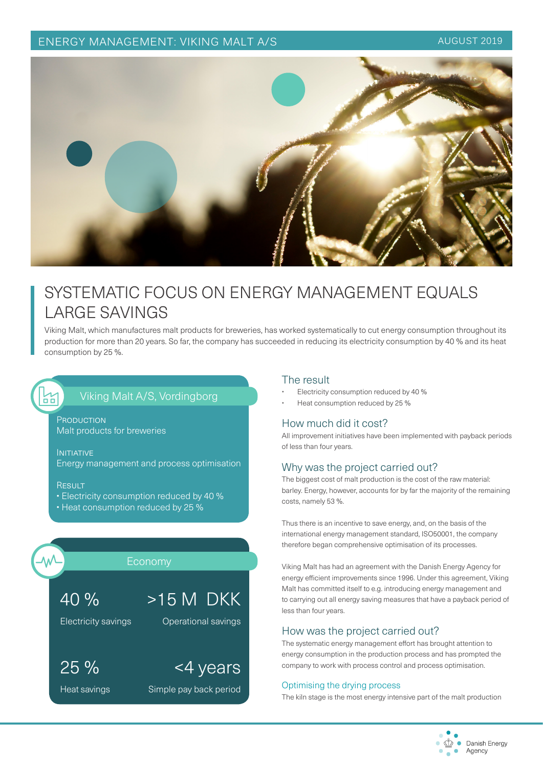ENERGY MANAGEMENT: VIKING MALT A/S

AUGUST 2019

# SYSTEMATIC FOCUS ON ENERGY MANAGEMENT EQUALS LARGE SAVINGS

Viking Malt, which manufactures malt products for breweries, has worked systematically to cut energy consumption throughout its production for more than 20 years. So far, the company has succeeded in reducing its electricity consumption by 40 % and its heat consumption by 25 %.

## Viking Malt A/S, Vordingborg

**PRODUCTION**
Malt products for breweries

**INITIATIVE**
Energy management and process optimisation

**RESULT**
- Electricity consumption reduced by 40 %
- Heat consumption reduced by 25 %

## Economy

| | |
|---|---|
| **40 %** Electricity savings | **>15 M DKK** Operational savings |
| **25 %** Heat savings | **<4 years** Simple pay back period |

## The result

- Electricity consumption reduced by 40 %
- Heat consumption reduced by 25 %

## How much did it cost?

All improvement initiatives have been implemented with payback periods of less than four years.

## Why was the project carried out?

The biggest cost of malt production is the cost of the raw material: barley. Energy, however, accounts for by far the majority of the remaining costs, namely 53 %.

Thus there is an incentive to save energy, and, on the basis of the international energy management standard, ISO50001, the company therefore began comprehensive optimisation of its processes.

Viking Malt has had an agreement with the Danish Energy Agency for energy efficient improvements since 1996. Under this agreement, Viking Malt has committed itself to e.g. introducing energy management and to carrying out all energy saving measures that have a payback period of less than four years.

## How was the project carried out?

The systematic energy management effort has brought attention to energy consumption in the production process and has prompted the company to work with process control and process optimisation.

### Optimising the drying process

The kiln stage is the most energy intensive part of the malt production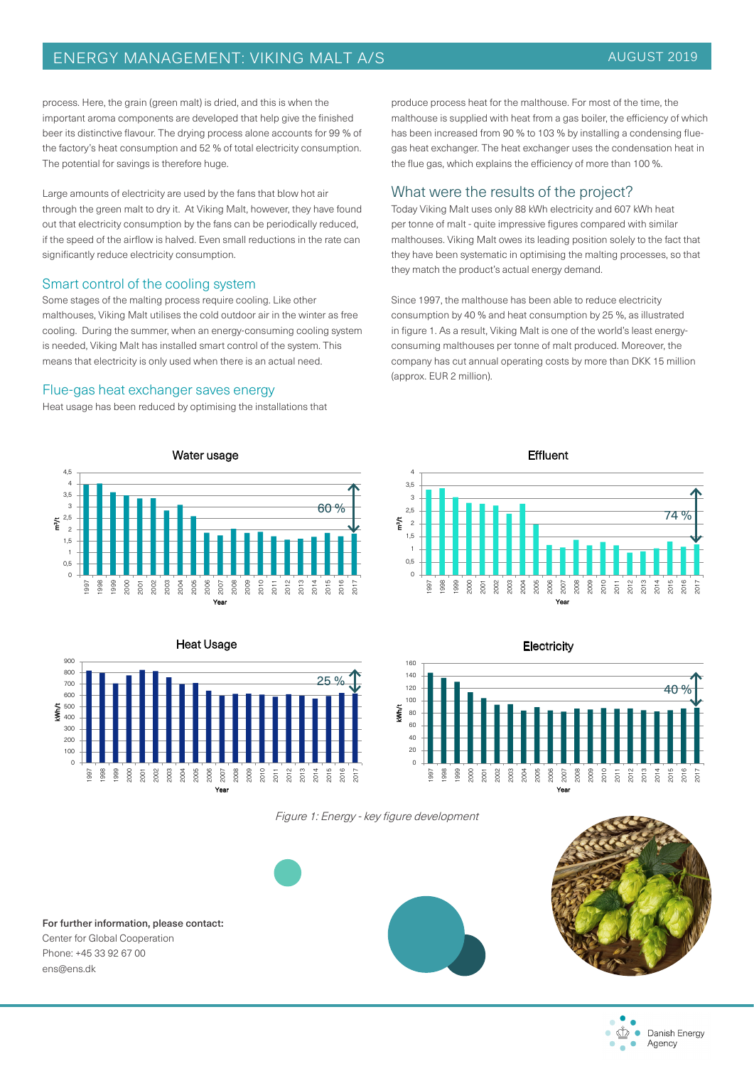process. Here, the grain (green malt) is dried, and this is when the important aroma components are developed that help give the finished beer its distinctive flavour. The drying process alone accounts for 99 % of the factory's heat consumption and 52 % of total electricity consumption. The potential for savings is therefore huge.

Large amounts of electricity are used by the fans that blow hot air through the green malt to dry it. At Viking Malt, however, they have found out that electricity consumption by the fans can be periodically reduced, if the speed of the airflow is halved. Even small reductions in the rate can significantly reduce electricity consumption.

## Smart control of the cooling system

Some stages of the malting process require cooling. Like other malthouses, Viking Malt utilises the cold outdoor air in the winter as free cooling. During the summer, when an energy-consuming cooling system is needed, Viking Malt has installed smart control of the system. This means that electricity is only used when there is an actual need.

## Flue-gas heat exchanger saves energy

Heat usage has been reduced by optimising the installations that produce process heat for the malthouse. For most of the time, the malthouse is supplied with heat from a gas boiler, the efficiency of which has been increased from 90 % to 103 % by installing a condensing flue-gas heat exchanger. The heat exchanger uses the condensation heat in the flue gas, which explains the efficiency of more than 100 %.

## What were the results of the project?

Today Viking Malt uses only 88 kWh electricity and 607 kWh heat per tonne of malt - quite impressive figures compared with similar malthouses. Viking Malt owes its leading position solely to the fact that they have been systematic in optimising the malting processes, so that they match the product's actual energy demand.

Since 1997, the malthouse has been able to reduce electricity consumption by 40 % and heat consumption by 25 %, as illustrated in figure 1. As a result, Viking Malt is one of the world's least energy-consuming malthouses per tonne of malt produced. Moreover, the company has cut annual operating costs by more than DKK 15 million (approx. EUR 2 million).

Water usage
m³/t
60 %
Year

Effluent
m³/t
74 %
Year

Heat Usage
kWh/t
25 %
Year

Electricity
kWh/t
40 %
Year

*Figure 1: Energy - key figure development*

**For further information, please contact:**
Center for Global Cooperation
Phone: +45 33 92 67 00
ens@ens.dk

Danish Energy Agency